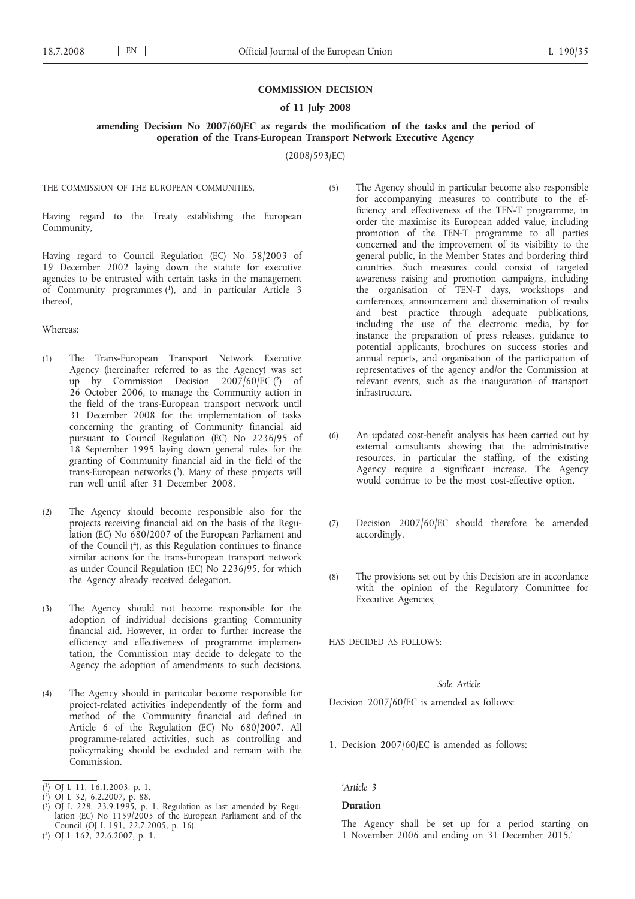**COMMISSION DECISION**

**of 11 July 2008**

**amending Decision No 2007/60/EC as regards the modification of the tasks and the period of operation of the Trans-European Transport Network Executive Agency**

(2008/593/EC)

THE COMMISSION OF THE EUROPEAN COMMUNITIES,

Having regard to the Treaty establishing the European Community,

Having regard to Council Regulation (EC) No 58/2003 of 19 December 2002 laying down the statute for executive agencies to be entrusted with certain tasks in the management of Community programmes [1], and in particular Article 3 thereof,

Whereas:

(1) The Trans-European Transport Network Executive Agency (hereinafter referred to as the Agency) was set up by Commission Decision 2007/60/EC [2] of 26 October 2006, to manage the Community action in the field of the trans-European transport network until 31 December 2008 for the implementation of tasks concerning the granting of Community financial aid pursuant to Council Regulation (EC) No 2236/95 of 18 September 1995 laying down general rules for the granting of Community financial aid in the field of the trans-European networks [3]. Many of these projects will run well until after 31 December 2008.

(2) The Agency should become responsible also for the projects receiving financial aid on the basis of the Regulation (EC) No 680/2007 of the European Parliament and of the Council [4], as this Regulation continues to finance similar actions for the trans-European transport network as under Council Regulation (EC) No 2236/95, for which the Agency already received delegation.

(3) The Agency should not become responsible for the adoption of individual decisions granting Community financial aid. However, in order to further increase the efficiency and effectiveness of programme implementation, the Commission may decide to delegate to the Agency the adoption of amendments to such decisions.

(4) The Agency should in particular become responsible for project-related activities independently of the form and method of the Community financial aid defined in Article 6 of the Regulation (EC) No 680/2007. All programme-related activities, such as controlling and policymaking should be excluded and remain with the Commission.

(5) The Agency should in particular become also responsible for accompanying measures to contribute to the efficiency and effectiveness of the TEN-T programme, in order the maximise its European added value, including promotion of the TEN-T programme to all parties concerned and the improvement of its visibility to the general public, in the Member States and bordering third countries. Such measures could consist of targeted awareness raising and promotion campaigns, including the organisation of TEN-T days, workshops and conferences, announcement and dissemination of results and best practice through adequate publications, including the use of the electronic media, by for instance the preparation of press releases, guidance to potential applicants, brochures on success stories and annual reports, and organisation of the participation of representatives of the agency and/or the Commission at relevant events, such as the inauguration of transport infrastructure.

(6) An updated cost-benefit analysis has been carried out by external consultants showing that the administrative resources, in particular the staffing, of the existing Agency require a significant increase. The Agency would continue to be the most cost-effective option.

(7) Decision 2007/60/EC should therefore be amended accordingly.

(8) The provisions set out by this Decision are in accordance with the opinion of the Regulatory Committee for Executive Agencies,

HAS DECIDED AS FOLLOWS:

*Sole Article*

Decision 2007/60/EC is amended as follows:

1. Decision 2007/60/EC is amended as follows:

'*Article 3*

**Duration**

The Agency shall be set up for a period starting on 1 November 2006 and ending on 31 December 2015.'

---

[1] OJ L 11, 16.1.2003, p. 1.

[2] OJ L 32, 6.2.2007, p. 88.

[3] OJ L 228, 23.9.1995, p. 1. Regulation as last amended by Regulation (EC) No 1159/2005 of the European Parliament and of the Council (OJ L 191, 22.7.2005, p. 16).

[4] OJ L 162, 22.6.2007, p. 1.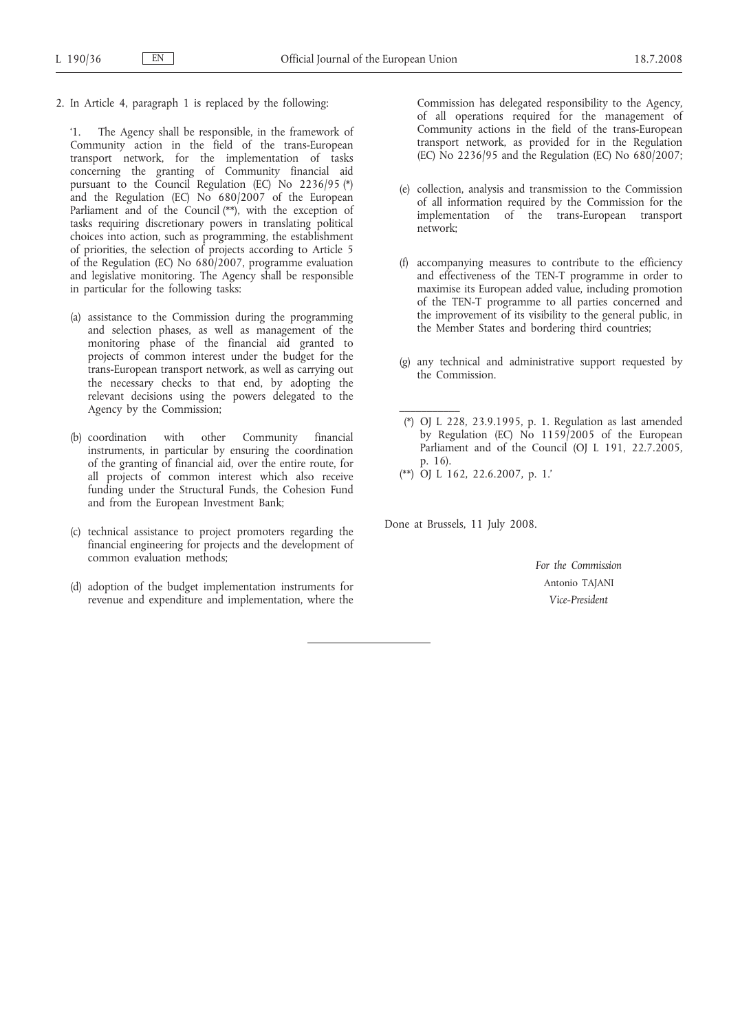2. In Article 4, paragraph 1 is replaced by the following:

'1. The Agency shall be responsible, in the framework of Community action in the field of the trans-European transport network, for the implementation of tasks concerning the granting of Community financial aid pursuant to the Council Regulation (EC) No 2236/95 (*) and the Regulation (EC) No 680/2007 of the European Parliament and of the Council (**), with the exception of tasks requiring discretionary powers in translating political choices into action, such as programming, the establishment of priorities, the selection of projects according to Article 5 of the Regulation (EC) No 680/2007, programme evaluation and legislative monitoring. The Agency shall be responsible in particular for the following tasks:

(a) assistance to the Commission during the programming and selection phases, as well as management of the monitoring phase of the financial aid granted to projects of common interest under the budget for the trans-European transport network, as well as carrying out the necessary checks to that end, by adopting the relevant decisions using the powers delegated to the Agency by the Commission;

(b) coordination with other Community financial instruments, in particular by ensuring the coordination of the granting of financial aid, over the entire route, for all projects of common interest which also receive funding under the Structural Funds, the Cohesion Fund and from the European Investment Bank;

(c) technical assistance to project promoters regarding the financial engineering for projects and the development of common evaluation methods;

(d) adoption of the budget implementation instruments for revenue and expenditure and implementation, where the Commission has delegated responsibility to the Agency, of all operations required for the management of Community actions in the field of the trans-European transport network, as provided for in the Regulation (EC) No 2236/95 and the Regulation (EC) No 680/2007;

(e) collection, analysis and transmission to the Commission of all information required by the Commission for the implementation of the trans-European transport network;

(f) accompanying measures to contribute to the efficiency and effectiveness of the TEN-T programme in order to maximise its European added value, including promotion of the TEN-T programme to all parties concerned and the improvement of its visibility to the general public, in the Member States and bordering third countries;

(g) any technical and administrative support requested by the Commission.

---

(*) OJ L 228, 23.9.1995, p. 1. Regulation as last amended by Regulation (EC) No 1159/2005 of the European Parliament and of the Council (OJ L 191, 22.7.2005, p. 16).

(**) OJ L 162, 22.6.2007, p. 1.'

Done at Brussels, 11 July 2008.

*For the Commission*

Antonio TAJANI

*Vice-President*